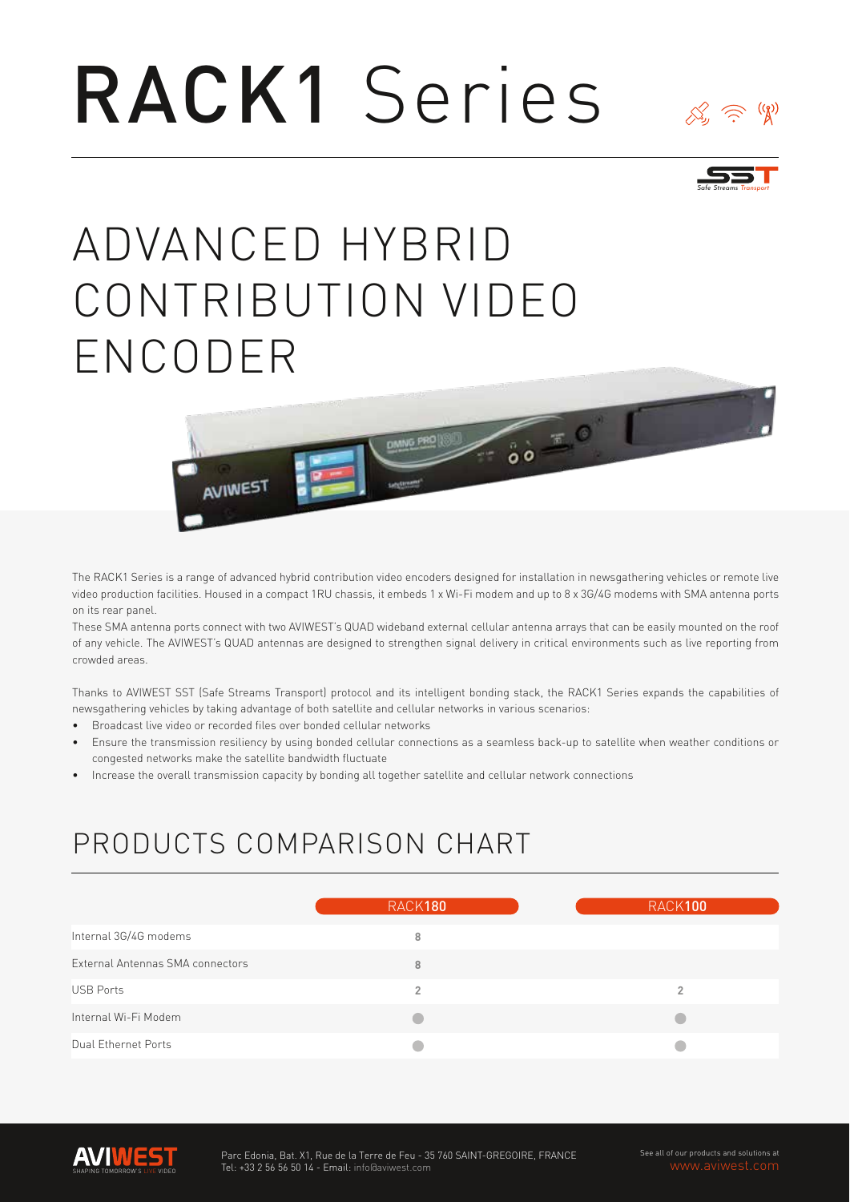# RACK1 Series

## ADVANCED HYBRID CONTRIBUTION VIDEO ENCODER

The RACK1 Series is a range of advanced hybrid contribution video encoders designed for installation in newsgathering vehicles or remote live video production facilities. Housed in a compact 1RU chassis, it embeds 1 x Wi-Fi modem and up to 8 x 3G/4G modems with SMA antenna ports on its rear panel.

These SMA antenna ports connect with two AVIWEST's QUAD wideband external cellular antenna arrays that can be easily mounted on the roof of any vehicle. The AVIWEST's QUAD antennas are designed to strengthen signal delivery in critical environments such as live reporting from crowded areas.

Thanks to AVIWEST SST (Safe Streams Transport) protocol and its intelligent bonding stack, the RACK1 Series expands the capabilities of newsgathering vehicles by taking advantage of both satellite and cellular networks in various scenarios:

- Broadcast live video or recorded files over bonded cellular networks
- Ensure the transmission resiliency by using bonded cellular connections as a seamless back-up to satellite when weather conditions or congested networks make the satellite bandwidth fluctuate
- Increase the overall transmission capacity by bonding all together satellite and cellular network connections

## PRODUCTS COMPARISON CHART

| | RACK**180** | RACK**100** |
|---|---|---|
| Internal 3G/4G modems | 8 | |
| External Antennas SMA connectors | 8 | |
| USB Ports | 2 | 2 |
| Internal Wi-Fi Modem | ● | ● |
| Dual Ethernet Ports | ● | ● |

Parc Edonia, Bat. X1, Rue de la Terre de Feu - 35 760 SAINT-GREGOIRE, FRANCE
Tel: +33 2 56 56 50 14 - Email: info@aviwest.com

See all of our products and solutions at www.aviwest.com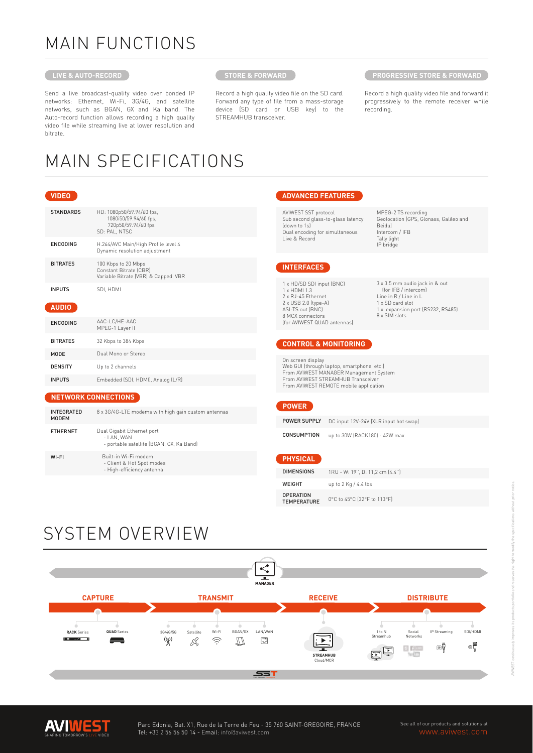# MAIN FUNCTIONS

### LIVE & AUTO-RECORD

Send a live broadcast-quality video over bonded IP networks: Ethernet, Wi-Fi, 3G/4G, and satellite networks, such as BGAN, GX and Ka band. The Auto-record function allows recording a high quality video file while streaming live at lower resolution and bitrate.

### STORE & FORWARD

Record a high quality video file on the SD card. Forward any type of file from a mass-storage device (SD card or USB key) to the STREAMHUB transceiver.

### PROGRESSIVE STORE & FORWARD

Record a high quality video file and forward it progressively to the remote receiver while recording.

# MAIN SPECIFICATIONS

### VIDEO

| | |
|---|---|
| STANDARDS | HD: 1080p50/59.94/60 fps, 1080i50/59.94/60 fps, 720p50/59.94/60 fps<br>SD: PAL, NTSC |
| ENCODING | H.264/AVC Main/High Profile level 4<br>Dynamic resolution adjustment |
| BITRATES | 100 Kbps to 20 Mbps<br>Constant Bitrate (CBR)<br>Variable Bitrate (VBR) & Capped VBR |
| INPUTS | SDI, HDMI |

### AUDIO

| | |
|---|---|
| ENCODING | AAC-LC/HE-AAC<br>MPEG-1 Layer II |
| BITRATES | 32 Kbps to 384 Kbps |
| MODE | Dual Mono or Stereo |
| DENSITY | Up to 2 channels |
| INPUTS | Embedded (SDI, HDMI), Analog (L/R) |

### NETWORK CONNECTIONS

| | |
|---|---|
| INTEGRATED MODEM | 8 x 3G/4G-LTE modems with high gain custom antennas |
| ETHERNET | Dual Gigabit Ethernet port<br>- LAN, WAN<br>- portable satellite (BGAN, GX, Ka Band) |
| WI-FI | Built-in Wi-Fi modem<br>- Client & Hot Spot modes<br>- High-efficiency antenna |

### ADVANCED FEATURES

AVIWEST SST protocol
Sub second glass-to-glass latency (down to 1s)
Dual encoding for simultaneous Live & Record
MPEG-2 TS recording
Geolocation (GPS, Glonass, Galileo and Beidu)
Intercom / IFB
Tally light
IP bridge

### INTERFACES

1 x HD/SD SDI input (BNC)
1 x HDMI 1.3
2 x RJ-45 Ethernet
2 x USB 2.0 (type-A)
ASI-TS out (BNC)
8 MCX connectors (for AVIWEST QUAD antennas)
3 x 3.5 mm audio jack in & out (for IFB / intercom)
Line in R / Line in L
1 x SD card slot
1 x expansion port (RS232, RS485)
8 x SIM slots

### CONTROL & MONITORING

On screen display
Web GUI (through laptop, smartphone, etc.)
From AVIWEST MANAGER Management System
From AVIWEST STREAMHUB Transceiver
From AVIWEST REMOTE mobile application

### POWER

| | |
|---|---|
| POWER SUPPLY | DC input 12V-24V (XLR input hot swap) |
| CONSUMPTION | up to 30W (RACK180) - 42W max. |

### PHYSICAL

| | |
|---|---|
| DIMENSIONS | 1RU - W: 19'', D: 11,2 cm (4.4'') |
| WEIGHT | up to 2 Kg / 4.4 lbs |
| OPERATION TEMPERATURE | 0°C to 45°C (32°F to 113°F) |

# SYSTEM OVERVIEW

MANAGER

CAPTURE
RACK Series
QUAD Series

TRANSMIT
3G/4G/5G
Satellite
Wi-Fi
BGAN/GX
LAN/WAN

RECEIVE
STREAMHUB
Cloud/MCR

DISTRIBUTE
1 to N Streamhub
Social Networks
IP Streaming
SDI/HDMI

SST

AVIWEST continuously improves its products portfolio and reserves the right to modify the specifications without prior notice.

AVIWEST
SHAPING TOMORROW'S LIVE VIDEO

Parc Edonia, Bat. X1, Rue de la Terre de Feu - 35 760 SAINT-GREGOIRE, FRANCE
Tel: +33 2 56 56 50 14 - Email: info@aviwest.com

See all of our products and solutions at
www.aviwest.com